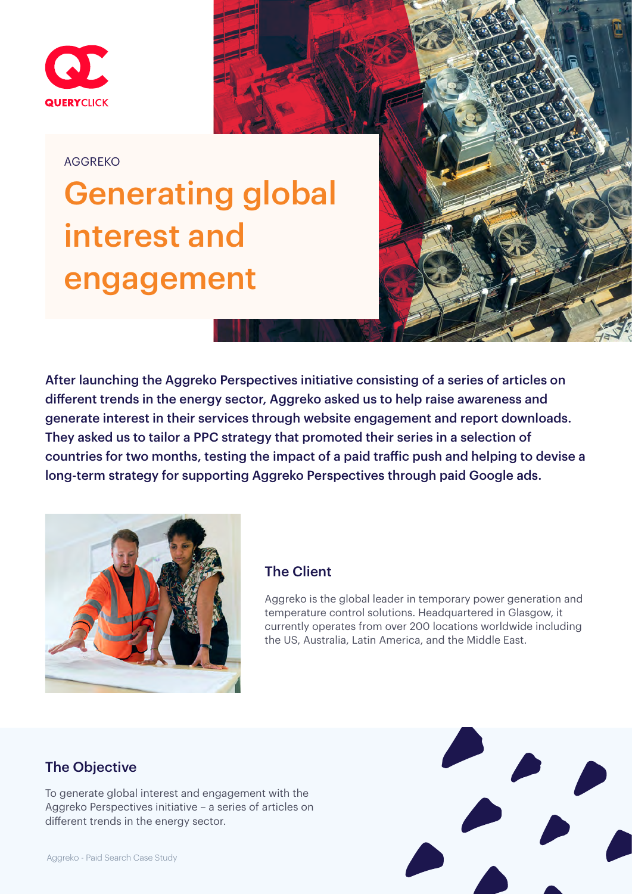QUERYCLICK

AGGREKO

# Generating global interest and engagement

**After launching the Aggreko Perspectives initiative consisting of a series of articles on different trends in the energy sector, Aggreko asked us to help raise awareness and generate interest in their services through website engagement and report downloads. They asked us to tailor a PPC strategy that promoted their series in a selection of countries for two months, testing the impact of a paid traffic push and helping to devise a long-term strategy for supporting Aggreko Perspectives through paid Google ads.**

## The Client

Aggreko is the global leader in temporary power generation and temperature control solutions. Headquartered in Glasgow, it currently operates from over 200 locations worldwide including the US, Australia, Latin America, and the Middle East.

## The Objective

To generate global interest and engagement with the Aggreko Perspectives initiative – a series of articles on different trends in the energy sector.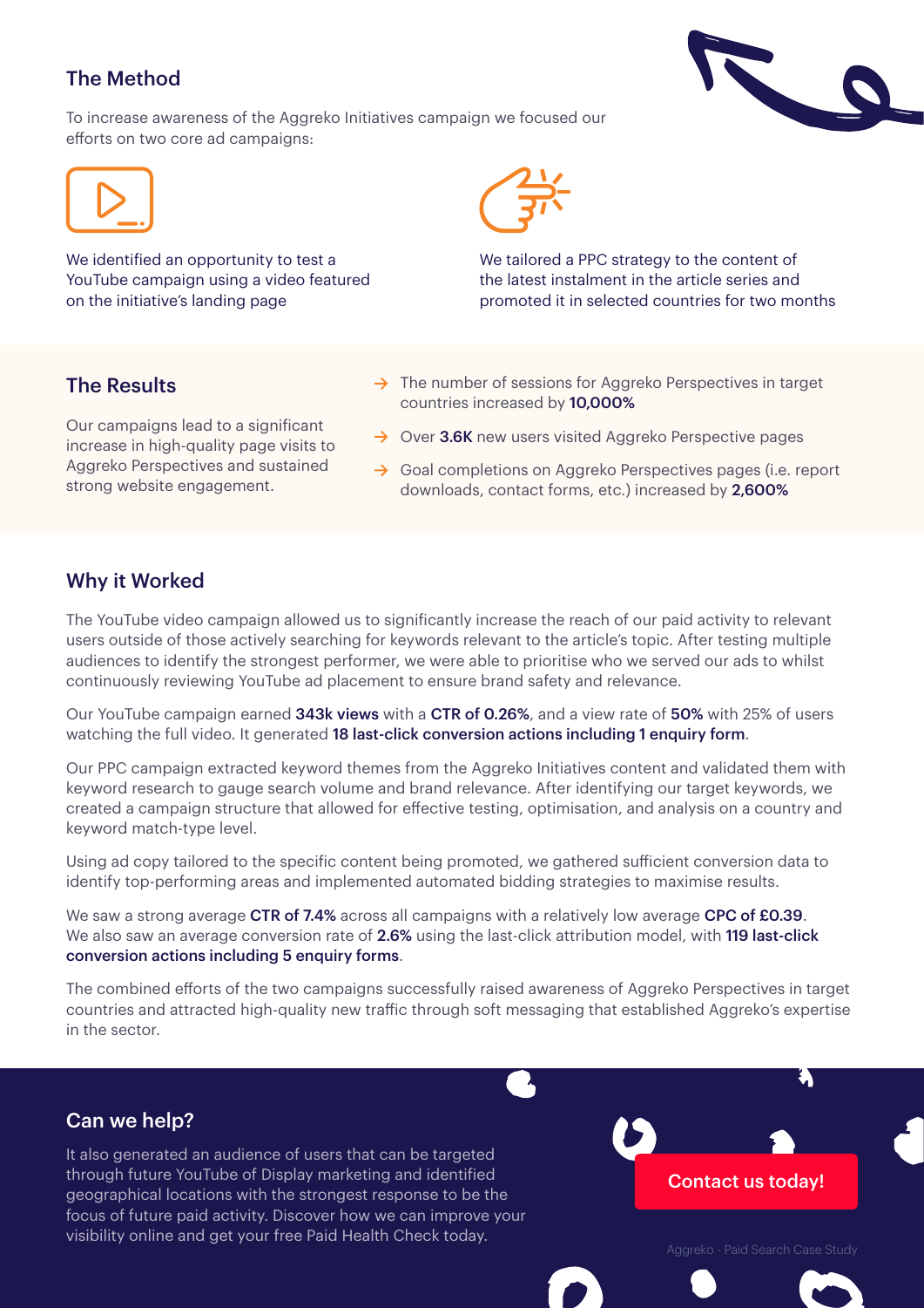## The Method

To increase awareness of the Aggreko Initiatives campaign we focused our efforts on two core ad campaigns:

We identified an opportunity to test a YouTube campaign using a video featured on the initiative's landing page

We tailored a PPC strategy to the content of the latest instalment in the article series and promoted it in selected countries for two months

## The Results

Our campaigns lead to a significant increase in high-quality page visits to Aggreko Perspectives and sustained strong website engagement.

- The number of sessions for Aggreko Perspectives in target countries increased by **10,000%**
- Over **3.6K** new users visited Aggreko Perspective pages
- Goal completions on Aggreko Perspectives pages (i.e. report downloads, contact forms, etc.) increased by **2,600%**

## Why it Worked

The YouTube video campaign allowed us to significantly increase the reach of our paid activity to relevant users outside of those actively searching for keywords relevant to the article's topic. After testing multiple audiences to identify the strongest performer, we were able to prioritise who we served our ads to whilst continuously reviewing YouTube ad placement to ensure brand safety and relevance.

Our YouTube campaign earned **343k views** with a **CTR of 0.26%**, and a view rate of **50%** with 25% of users watching the full video. It generated **18 last-click conversion actions including 1 enquiry form**.

Our PPC campaign extracted keyword themes from the Aggreko Initiatives content and validated them with keyword research to gauge search volume and brand relevance. After identifying our target keywords, we created a campaign structure that allowed for effective testing, optimisation, and analysis on a country and keyword match-type level.

Using ad copy tailored to the specific content being promoted, we gathered sufficient conversion data to identify top-performing areas and implemented automated bidding strategies to maximise results.

We saw a strong average **CTR of 7.4%** across all campaigns with a relatively low average **CPC of £0.39**. We also saw an average conversion rate of **2.6%** using the last-click attribution model, with **119 last-click conversion actions including 5 enquiry forms**.

The combined efforts of the two campaigns successfully raised awareness of Aggreko Perspectives in target countries and attracted high-quality new traffic through soft messaging that established Aggreko's expertise in the sector.

## Can we help?

It also generated an audience of users that can be targeted through future YouTube of Display marketing and identified geographical locations with the strongest response to be the focus of future paid activity. Discover how we can improve your visibility online and get your free Paid Health Check today.

Contact us today!